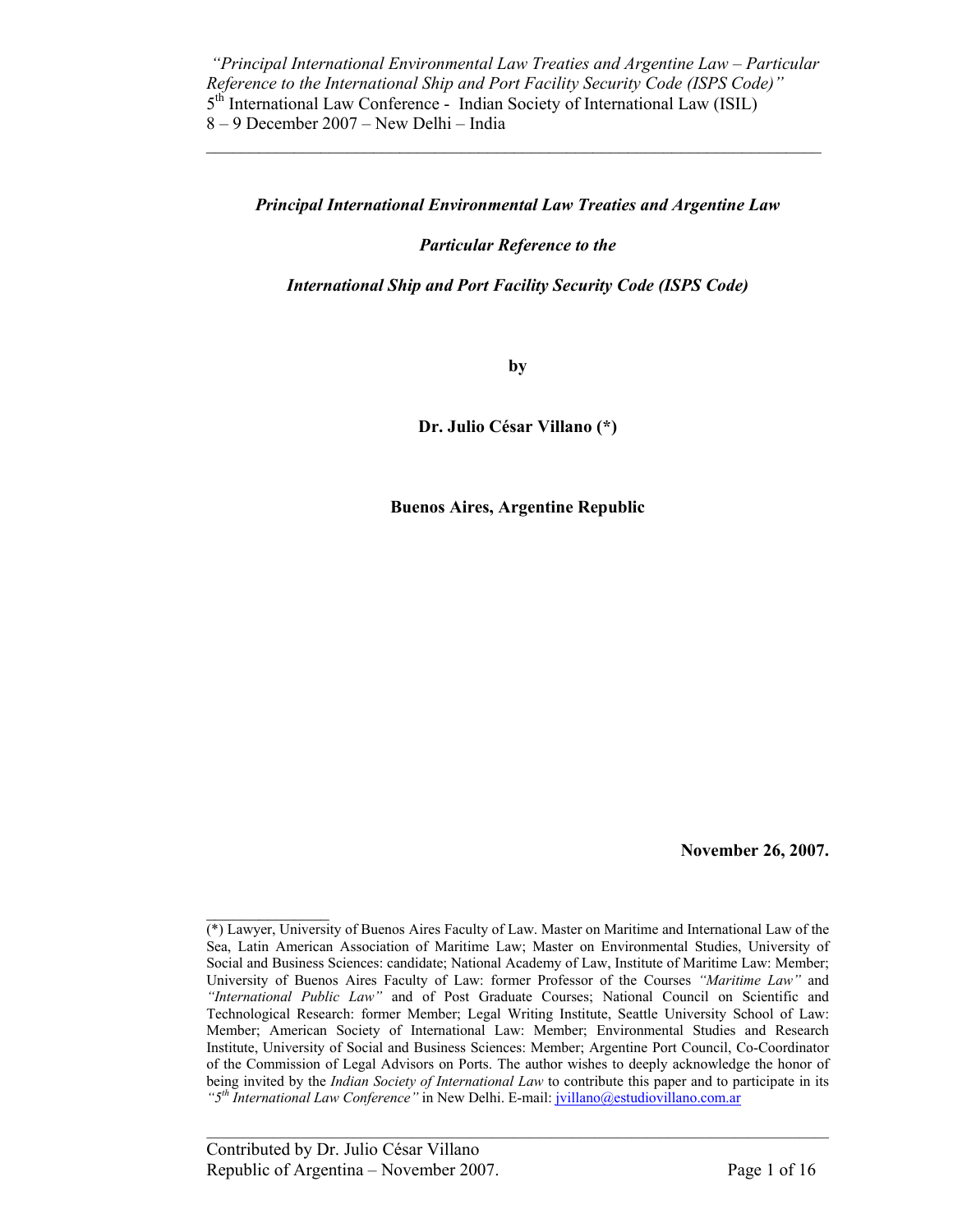***Principal International Environmental Law Treaties and Argentine Law***

***Particular Reference to the***

***International Ship and Port Facility Security Code (ISPS Code)***

**by**

**Dr. Julio César Villano (*)**

**Buenos Aires, Argentine Republic**

**November 26, 2007.**

---

(*) Lawyer, University of Buenos Aires Faculty of Law. Master on Maritime and International Law of the Sea, Latin American Association of Maritime Law; Master on Environmental Studies, University of Social and Business Sciences: candidate; National Academy of Law, Institute of Maritime Law: Member; University of Buenos Aires Faculty of Law: former Professor of the Courses *"Maritime Law"* and *"International Public Law"* and of Post Graduate Courses; National Council on Scientific and Technological Research: former Member; Legal Writing Institute, Seattle University School of Law: Member; American Society of International Law: Member; Environmental Studies and Research Institute, University of Social and Business Sciences: Member; Argentine Port Council, Co-Coordinator of the Commission of Legal Advisors on Ports. The author wishes to deeply acknowledge the honor of being invited by the *Indian Society of International Law* to contribute this paper and to participate in its *"5th International Law Conference"* in New Delhi. E-mail: jvillano@estudiovillano.com.ar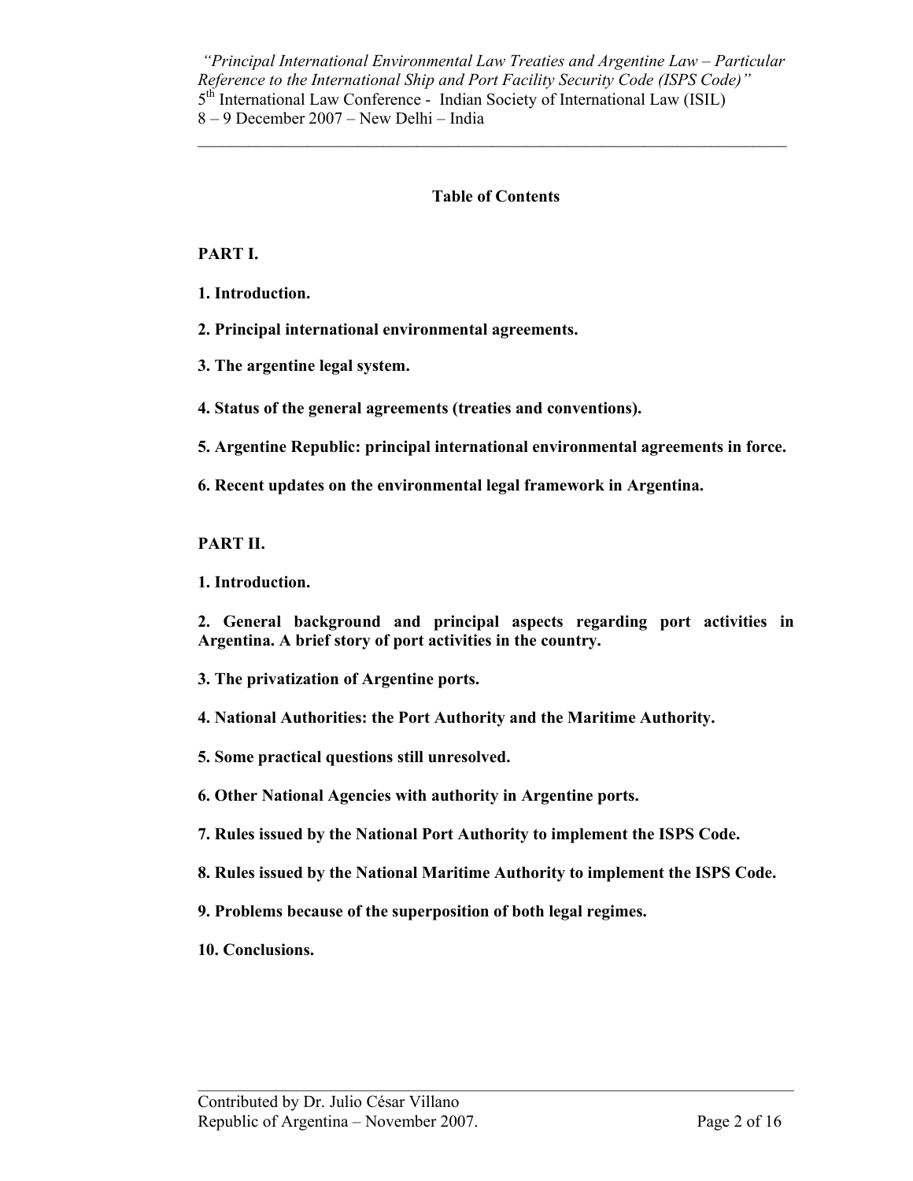## Table of Contents

**PART I.**

**1. Introduction.**

**2. Principal international environmental agreements.**

**3. The argentine legal system.**

**4. Status of the general agreements (treaties and conventions).**

**5. Argentine Republic: principal international environmental agreements in force.**

**6. Recent updates on the environmental legal framework in Argentina.**

**PART II.**

**1. Introduction.**

**2. General background and principal aspects regarding port activities in Argentina. A brief story of port activities in the country.**

**3. The privatization of Argentine ports.**

**4. National Authorities: the Port Authority and the Maritime Authority.**

**5. Some practical questions still unresolved.**

**6. Other National Agencies with authority in Argentine ports.**

**7. Rules issued by the National Port Authority to implement the ISPS Code.**

**8. Rules issued by the National Maritime Authority to implement the ISPS Code.**

**9. Problems because of the superposition of both legal regimes.**

**10. Conclusions.**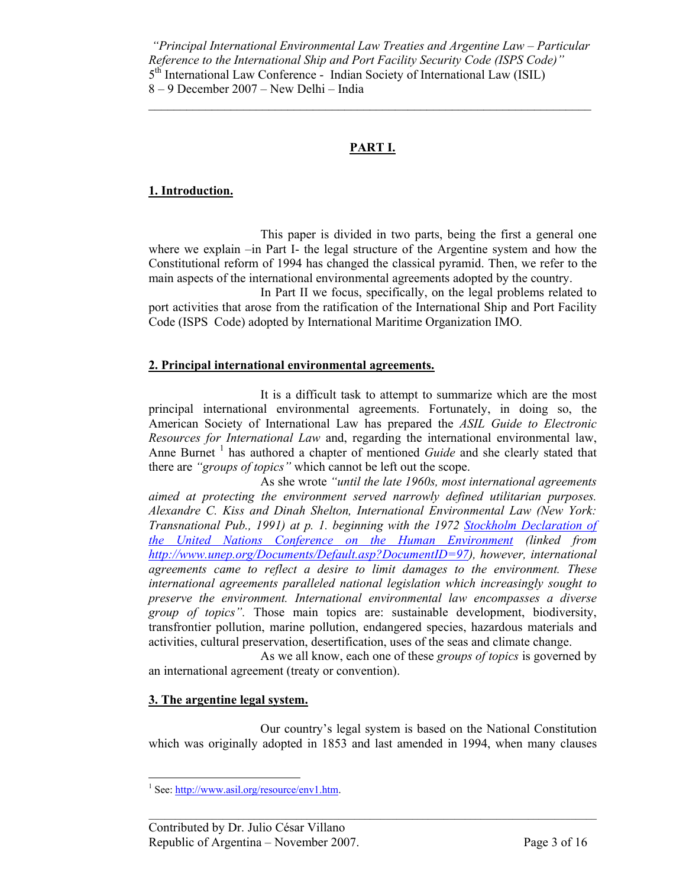## PART I.

### 1. Introduction.

This paper is divided in two parts, being the first a general one where we explain –in Part I- the legal structure of the Argentine system and how the Constitutional reform of 1994 has changed the classical pyramid. Then, we refer to the main aspects of the international environmental agreements adopted by the country.

In Part II we focus, specifically, on the legal problems related to port activities that arose from the ratification of the International Ship and Port Facility Code (ISPS Code) adopted by International Maritime Organization IMO.

### 2. Principal international environmental agreements.

It is a difficult task to attempt to summarize which are the most principal international environmental agreements. Fortunately, in doing so, the American Society of International Law has prepared the *ASIL Guide to Electronic Resources for International Law* and, regarding the international environmental law, Anne Burnet [1] has authored a chapter of mentioned *Guide* and she clearly stated that there are *"groups of topics"* which cannot be left out the scope.

As she wrote *"until the late 1960s, most international agreements aimed at protecting the environment served narrowly defined utilitarian purposes. Alexandre C. Kiss and Dinah Shelton, International Environmental Law (New York: Transnational Pub., 1991) at p. 1. beginning with the 1972 Stockholm Declaration of the United Nations Conference on the Human Environment (linked from http://www.unep.org/Documents/Default.asp?DocumentID=97), however, international agreements came to reflect a desire to limit damages to the environment. These international agreements paralleled national legislation which increasingly sought to preserve the environment. International environmental law encompasses a diverse group of topics".* Those main topics are: sustainable development, biodiversity, transfrontier pollution, marine pollution, endangered species, hazardous materials and activities, cultural preservation, desertification, uses of the seas and climate change.

As we all know, each one of these *groups of topics* is governed by an international agreement (treaty or convention).

### 3. The argentine legal system.

Our country's legal system is based on the National Constitution which was originally adopted in 1853 and last amended in 1994, when many clauses

[1] See: http://www.asil.org/resource/env1.htm.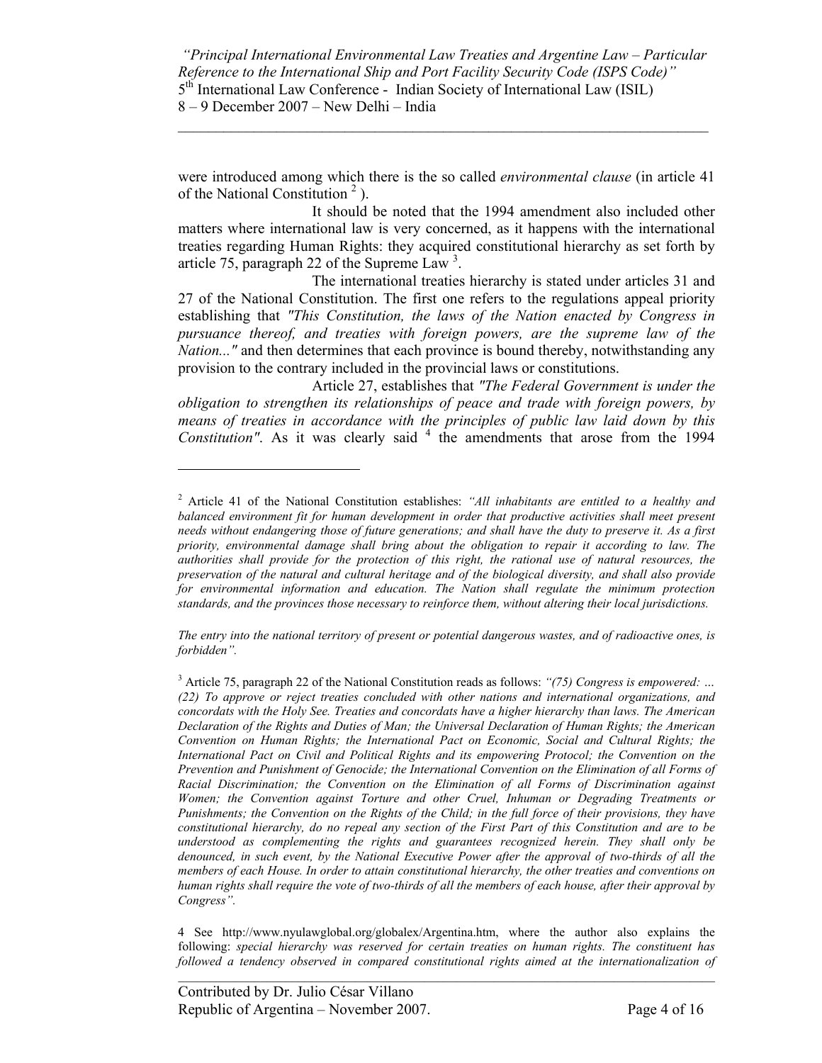were introduced among which there is the so called *environmental clause* (in article 41 of the National Constitution [2] ).

It should be noted that the 1994 amendment also included other matters where international law is very concerned, as it happens with the international treaties regarding Human Rights: they acquired constitutional hierarchy as set forth by article 75, paragraph 22 of the Supreme Law [3].

The international treaties hierarchy is stated under articles 31 and 27 of the National Constitution. The first one refers to the regulations appeal priority establishing that *"This Constitution, the laws of the Nation enacted by Congress in pursuance thereof, and treaties with foreign powers, are the supreme law of the Nation..."* and then determines that each province is bound thereby, notwithstanding any provision to the contrary included in the provincial laws or constitutions.

Article 27, establishes that *"The Federal Government is under the obligation to strengthen its relationships of peace and trade with foreign powers, by means of treaties in accordance with the principles of public law laid down by this Constitution"*. As it was clearly said [4] the amendments that arose from the 1994

---

[2] Article 41 of the National Constitution establishes: *"All inhabitants are entitled to a healthy and balanced environment fit for human development in order that productive activities shall meet present needs without endangering those of future generations; and shall have the duty to preserve it. As a first priority, environmental damage shall bring about the obligation to repair it according to law. The authorities shall provide for the protection of this right, the rational use of natural resources, the preservation of the natural and cultural heritage and of the biological diversity, and shall also provide for environmental information and education. The Nation shall regulate the minimum protection standards, and the provinces those necessary to reinforce them, without altering their local jurisdictions.*

*The entry into the national territory of present or potential dangerous wastes, and of radioactive ones, is forbidden".*

[3] Article 75, paragraph 22 of the National Constitution reads as follows: *"(75) Congress is empowered: … (22) To approve or reject treaties concluded with other nations and international organizations, and concordats with the Holy See. Treaties and concordats have a higher hierarchy than laws. The American Declaration of the Rights and Duties of Man; the Universal Declaration of Human Rights; the American Convention on Human Rights; the International Pact on Economic, Social and Cultural Rights; the International Pact on Civil and Political Rights and its empowering Protocol; the Convention on the Prevention and Punishment of Genocide; the International Convention on the Elimination of all Forms of Racial Discrimination; the Convention on the Elimination of all Forms of Discrimination against Women; the Convention against Torture and other Cruel, Inhuman or Degrading Treatments or Punishments; the Convention on the Rights of the Child; in the full force of their provisions, they have constitutional hierarchy, do no repeal any section of the First Part of this Constitution and are to be understood as complementing the rights and guarantees recognized herein. They shall only be denounced, in such event, by the National Executive Power after the approval of two-thirds of all the members of each House. In order to attain constitutional hierarchy, the other treaties and conventions on human rights shall require the vote of two-thirds of all the members of each house, after their approval by Congress".*

4 See http://www.nyulawglobal.org/globalex/Argentina.htm, where the author also explains the following: *special hierarchy was reserved for certain treaties on human rights. The constituent has followed a tendency observed in compared constitutional rights aimed at the internationalization of*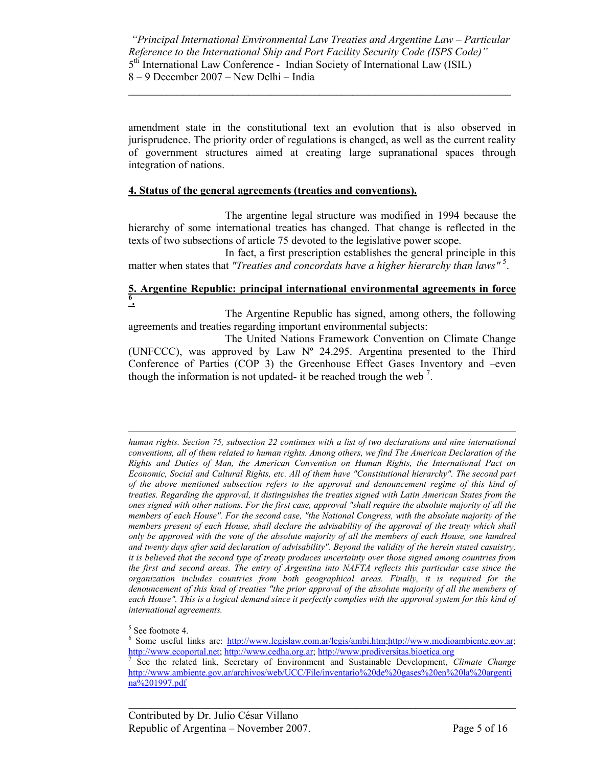amendment state in the constitutional text an evolution that is also observed in jurisprudence. The priority order of regulations is changed, as well as the current reality of government structures aimed at creating large supranational spaces through integration of nations.

## 4. Status of the general agreements (treaties and conventions).

The argentine legal structure was modified in 1994 because the hierarchy of some international treaties has changed. That change is reflected in the texts of two subsections of article 75 devoted to the legislative power scope.

In fact, a first prescription establishes the general principle in this matter when states that *"Treaties and concordats have a higher hierarchy than laws"* [5].

## 5. Argentine Republic: principal international environmental agreements in force [6].

The Argentine Republic has signed, among others, the following agreements and treaties regarding important environmental subjects:

The United Nations Framework Convention on Climate Change (UNFCCC), was approved by Law Nº 24.295. Argentina presented to the Third Conference of Parties (COP 3) the Greenhouse Effect Gases Inventory and –even though the information is not updated- it be reached trough the web [7].

---

*human rights. Section 75, subsection 22 continues with a list of two declarations and nine international conventions, all of them related to human rights. Among others, we find The American Declaration of the Rights and Duties of Man, the American Convention on Human Rights, the International Pact on Economic, Social and Cultural Rights, etc. All of them have "Constitutional hierarchy". The second part of the above mentioned subsection refers to the approval and denouncement regime of this kind of treaties. Regarding the approval, it distinguishes the treaties signed with Latin American States from the ones signed with other nations. For the first case, approval "shall require the absolute majority of all the members of each House". For the second case, "the National Congress, with the absolute majority of the members present of each House, shall declare the advisability of the approval of the treaty which shall only be approved with the vote of the absolute majority of all the members of each House, one hundred and twenty days after said declaration of advisability". Beyond the validity of the herein stated casuistry, it is believed that the second type of treaty produces uncertainty over those signed among countries from the first and second areas. The entry of Argentina into NAFTA reflects this particular case since the organization includes countries from both geographical areas. Finally, it is required for the denouncement of this kind of treaties "the prior approval of the absolute majority of all the members of each House". This is a logical demand since it perfectly complies with the approval system for this kind of international agreements.*

[5] See footnote 4.

[6] Some useful links are: http://www.legislaw.com.ar/legis/ambi.htm;http://www.medioambiente.gov.ar; http://www.ecoportal.net; http://www.cedha.org.ar; http://www.prodiversitas.bioetica.org

[7] See the related link, Secretary of Environment and Sustainable Development, *Climate Change* http://www.ambiente.gov.ar/archivos/web/UCC/File/inventario%20de%20gases%20en%20la%20argentina%201997.pdf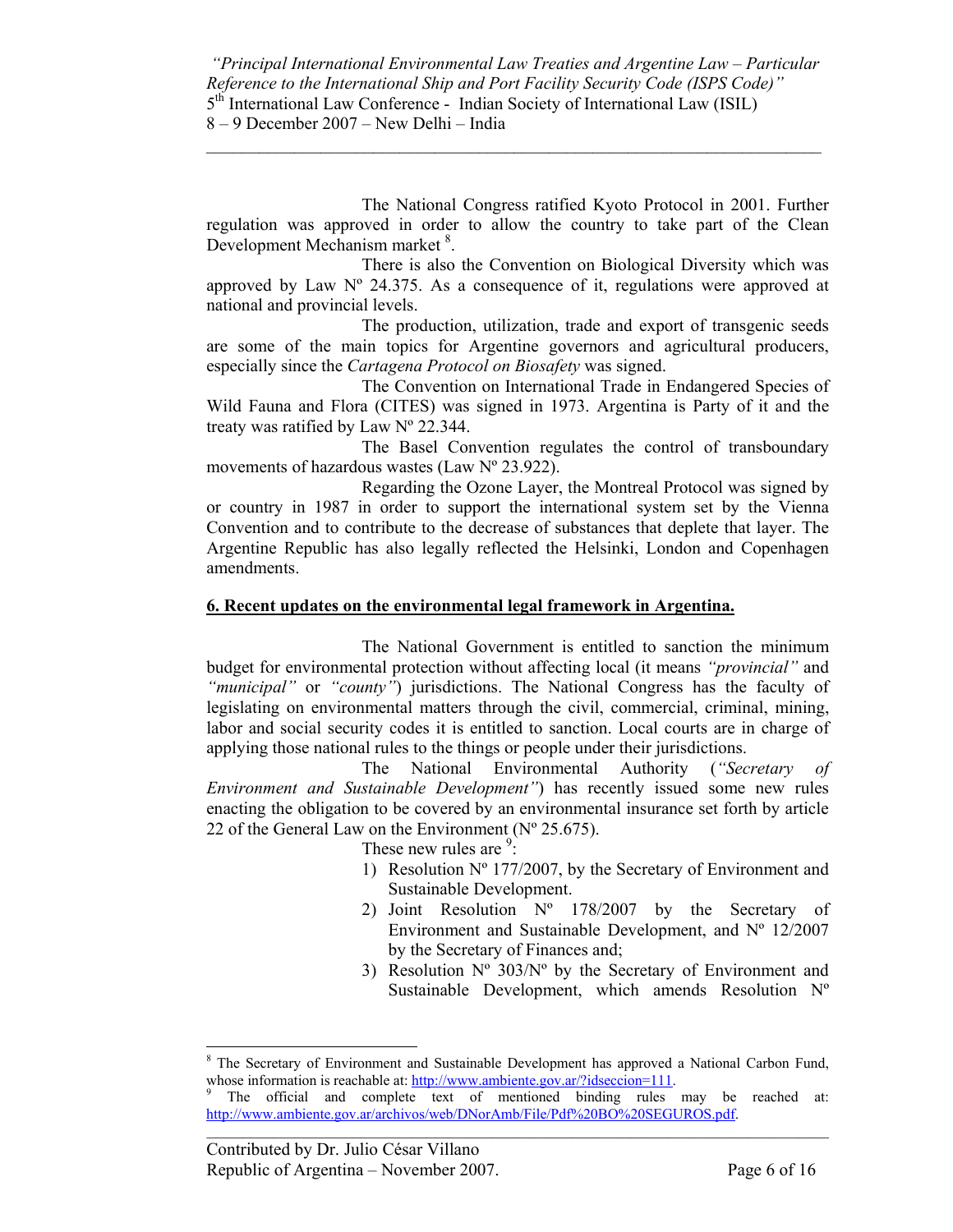The National Congress ratified Kyoto Protocol in 2001. Further regulation was approved in order to allow the country to take part of the Clean Development Mechanism market [8].

There is also the Convention on Biological Diversity which was approved by Law Nº 24.375. As a consequence of it, regulations were approved at national and provincial levels.

The production, utilization, trade and export of transgenic seeds are some of the main topics for Argentine governors and agricultural producers, especially since the *Cartagena Protocol on Biosafety* was signed.

The Convention on International Trade in Endangered Species of Wild Fauna and Flora (CITES) was signed in 1973. Argentina is Party of it and the treaty was ratified by Law Nº 22.344.

The Basel Convention regulates the control of transboundary movements of hazardous wastes (Law Nº 23.922).

Regarding the Ozone Layer, the Montreal Protocol was signed by or country in 1987 in order to support the international system set by the Vienna Convention and to contribute to the decrease of substances that deplete that layer. The Argentine Republic has also legally reflected the Helsinki, London and Copenhagen amendments.

## 6. Recent updates on the environmental legal framework in Argentina.

The National Government is entitled to sanction the minimum budget for environmental protection without affecting local (it means *"provincial"* and *"municipal"* or *"county"*) jurisdictions. The National Congress has the faculty of legislating on environmental matters through the civil, commercial, criminal, mining, labor and social security codes it is entitled to sanction. Local courts are in charge of applying those national rules to the things or people under their jurisdictions.

The National Environmental Authority (*"Secretary of Environment and Sustainable Development"*) has recently issued some new rules enacting the obligation to be covered by an environmental insurance set forth by article 22 of the General Law on the Environment (Nº 25.675).

These new rules are [9]:

1) Resolution Nº 177/2007, by the Secretary of Environment and Sustainable Development.
2) Joint Resolution Nº 178/2007 by the Secretary of Environment and Sustainable Development, and Nº 12/2007 by the Secretary of Finances and;
3) Resolution Nº 303/Nº by the Secretary of Environment and Sustainable Development, which amends Resolution Nº

---

[8] The Secretary of Environment and Sustainable Development has approved a National Carbon Fund, whose information is reachable at: http://www.ambiente.gov.ar/?idseccion=111.

[9] The official and complete text of mentioned binding rules may be reached at: http://www.ambiente.gov.ar/archivos/web/DNorAmb/File/Pdf%20BO%20SEGUROS.pdf.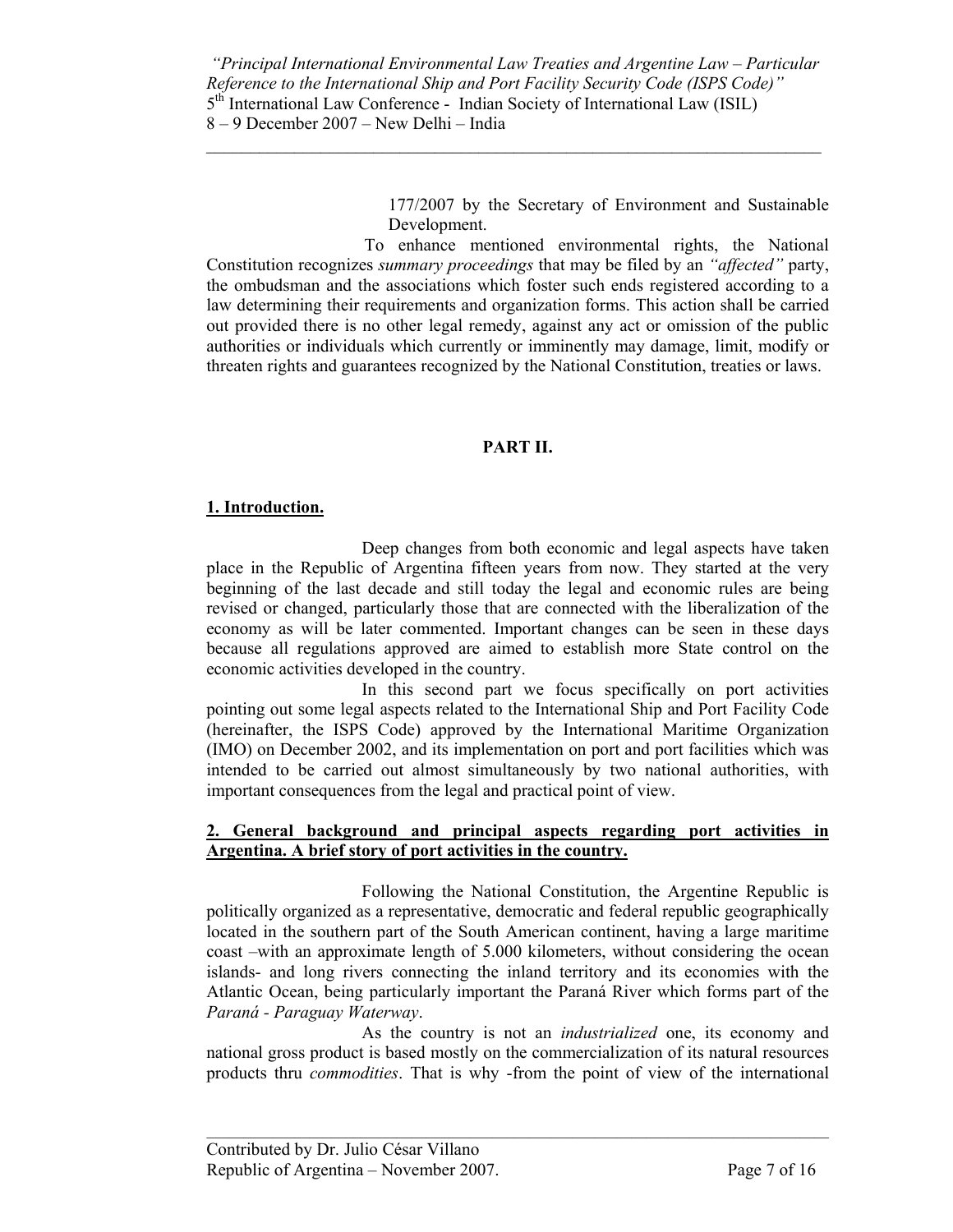177/2007 by the Secretary of Environment and Sustainable Development.

To enhance mentioned environmental rights, the National Constitution recognizes *summary proceedings* that may be filed by an *"affected"* party, the ombudsman and the associations which foster such ends registered according to a law determining their requirements and organization forms. This action shall be carried out provided there is no other legal remedy, against any act or omission of the public authorities or individuals which currently or imminently may damage, limit, modify or threaten rights and guarantees recognized by the National Constitution, treaties or laws.

## PART II.

### 1. Introduction.

Deep changes from both economic and legal aspects have taken place in the Republic of Argentina fifteen years from now. They started at the very beginning of the last decade and still today the legal and economic rules are being revised or changed, particularly those that are connected with the liberalization of the economy as will be later commented. Important changes can be seen in these days because all regulations approved are aimed to establish more State control on the economic activities developed in the country.

In this second part we focus specifically on port activities pointing out some legal aspects related to the International Ship and Port Facility Code (hereinafter, the ISPS Code) approved by the International Maritime Organization (IMO) on December 2002, and its implementation on port and port facilities which was intended to be carried out almost simultaneously by two national authorities, with important consequences from the legal and practical point of view.

### 2. General background and principal aspects regarding port activities in Argentina. A brief story of port activities in the country.

Following the National Constitution, the Argentine Republic is politically organized as a representative, democratic and federal republic geographically located in the southern part of the South American continent, having a large maritime coast –with an approximate length of 5.000 kilometers, without considering the ocean islands- and long rivers connecting the inland territory and its economies with the Atlantic Ocean, being particularly important the Paraná River which forms part of the *Paraná - Paraguay Waterway*.

As the country is not an *industrialized* one, its economy and national gross product is based mostly on the commercialization of its natural resources products thru *commodities*. That is why -from the point of view of the international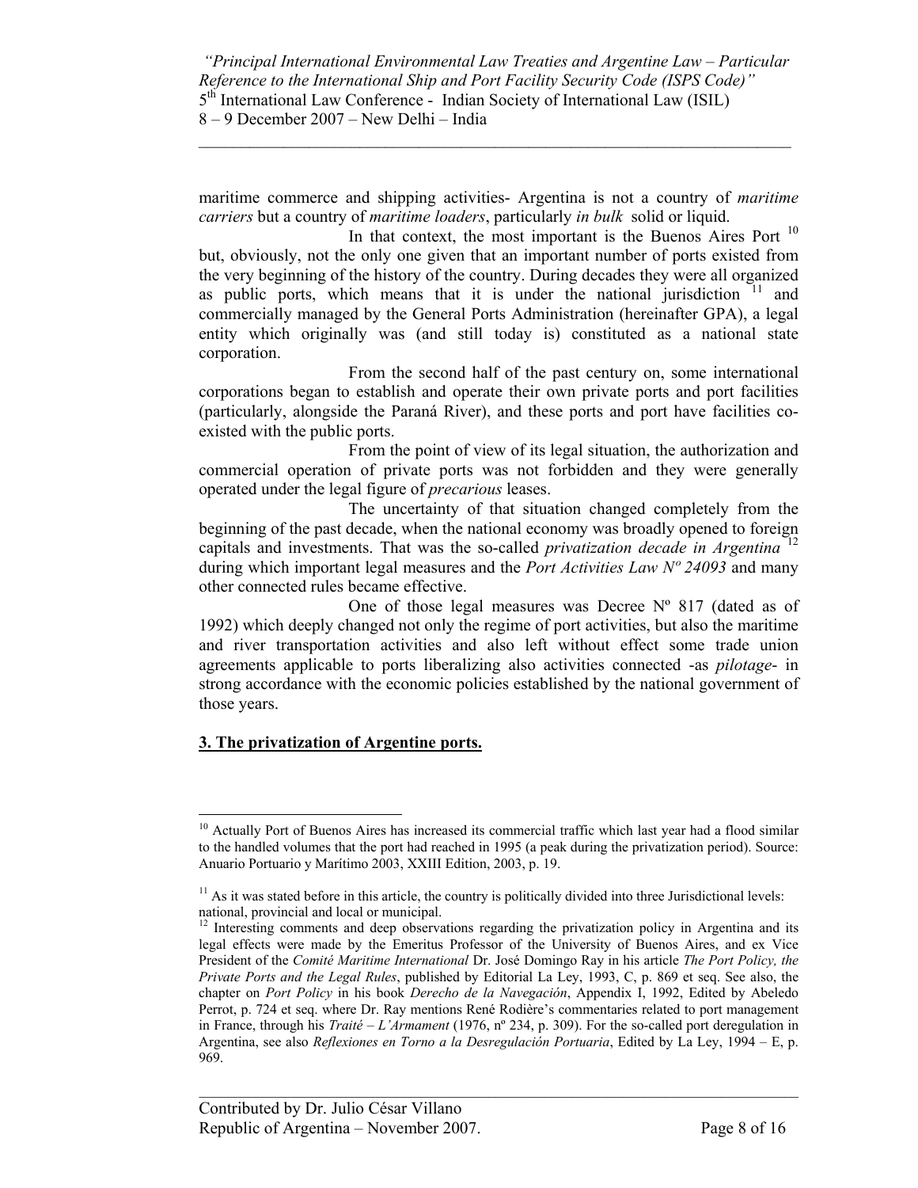maritime commerce and shipping activities- Argentina is not a country of *maritime carriers* but a country of *maritime loaders*, particularly *in bulk* solid or liquid.

In that context, the most important is the Buenos Aires Port [10] but, obviously, not the only one given that an important number of ports existed from the very beginning of the history of the country. During decades they were all organized as public ports, which means that it is under the national jurisdiction [11] and commercially managed by the General Ports Administration (hereinafter GPA), a legal entity which originally was (and still today is) constituted as a national state corporation.

From the second half of the past century on, some international corporations began to establish and operate their own private ports and port facilities (particularly, alongside the Paraná River), and these ports and port have facilities co-existed with the public ports.

From the point of view of its legal situation, the authorization and commercial operation of private ports was not forbidden and they were generally operated under the legal figure of *precarious* leases.

The uncertainty of that situation changed completely from the beginning of the past decade, when the national economy was broadly opened to foreign capitals and investments. That was the so-called *privatization decade in Argentina* [12] during which important legal measures and the *Port Activities Law Nº 24093* and many other connected rules became effective.

One of those legal measures was Decree Nº 817 (dated as of 1992) which deeply changed not only the regime of port activities, but also the maritime and river transportation activities and also left without effect some trade union agreements applicable to ports liberalizing also activities connected -as *pilotage*- in strong accordance with the economic policies established by the national government of those years.

## **3. The privatization of Argentine ports.**

---

[10] Actually Port of Buenos Aires has increased its commercial traffic which last year had a flood similar to the handled volumes that the port had reached in 1995 (a peak during the privatization period). Source: Anuario Portuario y Marítimo 2003, XXIII Edition, 2003, p. 19.

[11] As it was stated before in this article, the country is politically divided into three Jurisdictional levels: national, provincial and local or municipal.

[12] Interesting comments and deep observations regarding the privatization policy in Argentina and its legal effects were made by the Emeritus Professor of the University of Buenos Aires, and ex Vice President of the *Comité Maritime International* Dr. José Domingo Ray in his article *The Port Policy, the Private Ports and the Legal Rules*, published by Editorial La Ley, 1993, C, p. 869 et seq. See also, the chapter on *Port Policy* in his book *Derecho de la Navegación*, Appendix I, 1992, Edited by Abeledo Perrot, p. 724 et seq. where Dr. Ray mentions René Rodière's commentaries related to port management in France, through his *Traité – L'Armament* (1976, nº 234, p. 309). For the so-called port deregulation in Argentina, see also *Reflexiones en Torno a la Desregulación Portuaria*, Edited by La Ley, 1994 – E, p. 969.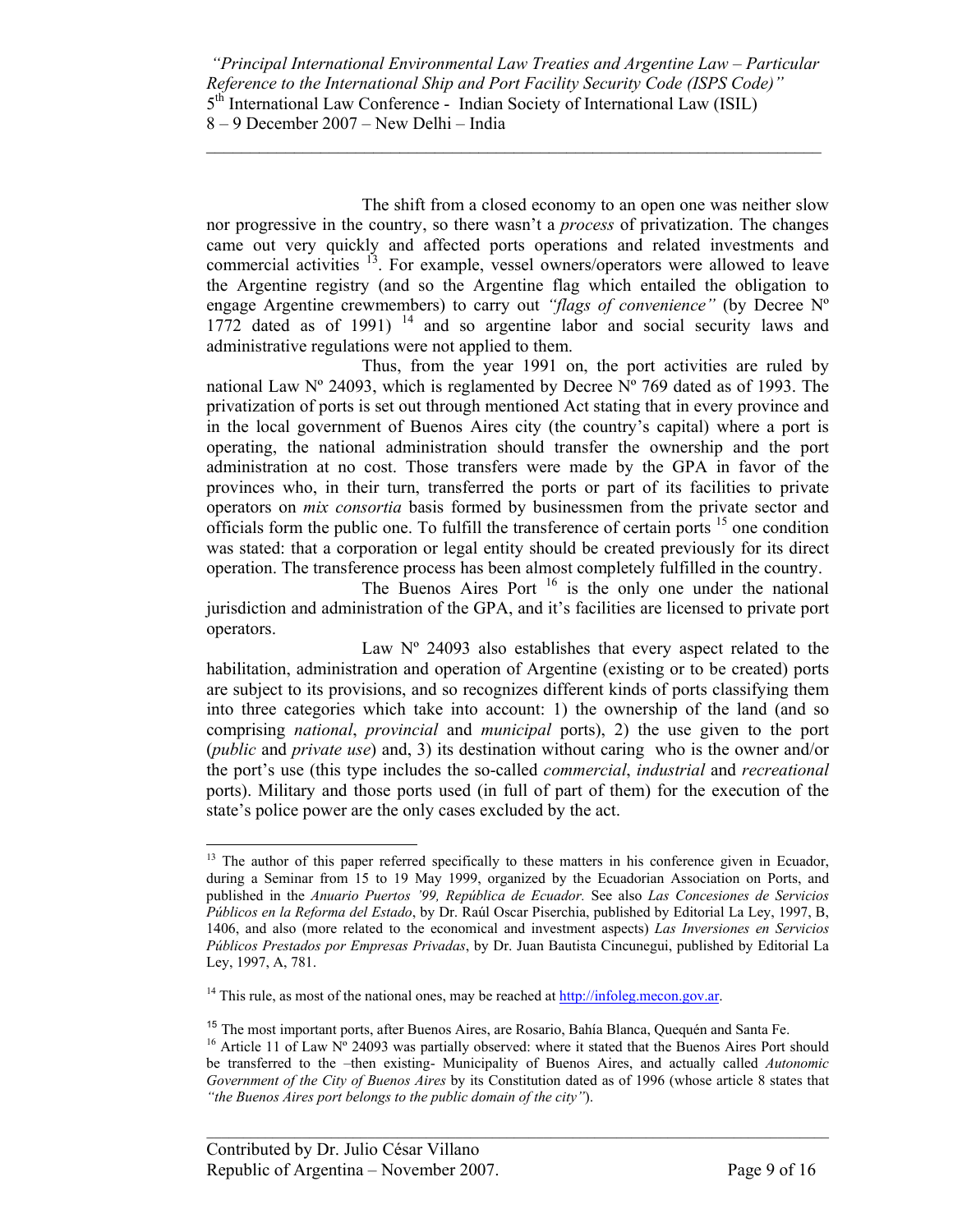The shift from a closed economy to an open one was neither slow nor progressive in the country, so there wasn't a *process* of privatization. The changes came out very quickly and affected ports operations and related investments and commercial activities [13]. For example, vessel owners/operators were allowed to leave the Argentine registry (and so the Argentine flag which entailed the obligation to engage Argentine crewmembers) to carry out *"flags of convenience"* (by Decree Nº 1772 dated as of 1991) [14] and so argentine labor and social security laws and administrative regulations were not applied to them.

Thus, from the year 1991 on, the port activities are ruled by national Law Nº 24093, which is reglamented by Decree Nº 769 dated as of 1993. The privatization of ports is set out through mentioned Act stating that in every province and in the local government of Buenos Aires city (the country's capital) where a port is operating, the national administration should transfer the ownership and the port administration at no cost. Those transfers were made by the GPA in favor of the provinces who, in their turn, transferred the ports or part of its facilities to private operators on *mix consortia* basis formed by businessmen from the private sector and officials form the public one. To fulfill the transference of certain ports [15] one condition was stated: that a corporation or legal entity should be created previously for its direct operation. The transference process has been almost completely fulfilled in the country.

The Buenos Aires Port [16] is the only one under the national jurisdiction and administration of the GPA, and it's facilities are licensed to private port operators.

Law Nº 24093 also establishes that every aspect related to the habilitation, administration and operation of Argentine (existing or to be created) ports are subject to its provisions, and so recognizes different kinds of ports classifying them into three categories which take into account: 1) the ownership of the land (and so comprising *national*, *provincial* and *municipal* ports), 2) the use given to the port (*public* and *private use*) and, 3) its destination without caring who is the owner and/or the port's use (this type includes the so-called *commercial*, *industrial* and *recreational* ports). Military and those ports used (in full of part of them) for the execution of the state's police power are the only cases excluded by the act.

---

[13] The author of this paper referred specifically to these matters in his conference given in Ecuador, during a Seminar from 15 to 19 May 1999, organized by the Ecuadorian Association on Ports, and published in the *Anuario Puertos '99, República de Ecuador.* See also *Las Concesiones de Servicios Públicos en la Reforma del Estado*, by Dr. Raúl Oscar Piserchia, published by Editorial La Ley, 1997, B, 1406, and also (more related to the economical and investment aspects) *Las Inversiones en Servicios Públicos Prestados por Empresas Privadas*, by Dr. Juan Bautista Cincunegui, published by Editorial La Ley, 1997, A, 781.

[14] This rule, as most of the national ones, may be reached at http://infoleg.mecon.gov.ar.

[15] The most important ports, after Buenos Aires, are Rosario, Bahía Blanca, Quequén and Santa Fe.

[16] Article 11 of Law Nº 24093 was partially observed: where it stated that the Buenos Aires Port should be transferred to the –then existing- Municipality of Buenos Aires, and actually called *Autonomic Government of the City of Buenos Aires* by its Constitution dated as of 1996 (whose article 8 states that *"the Buenos Aires port belongs to the public domain of the city"*).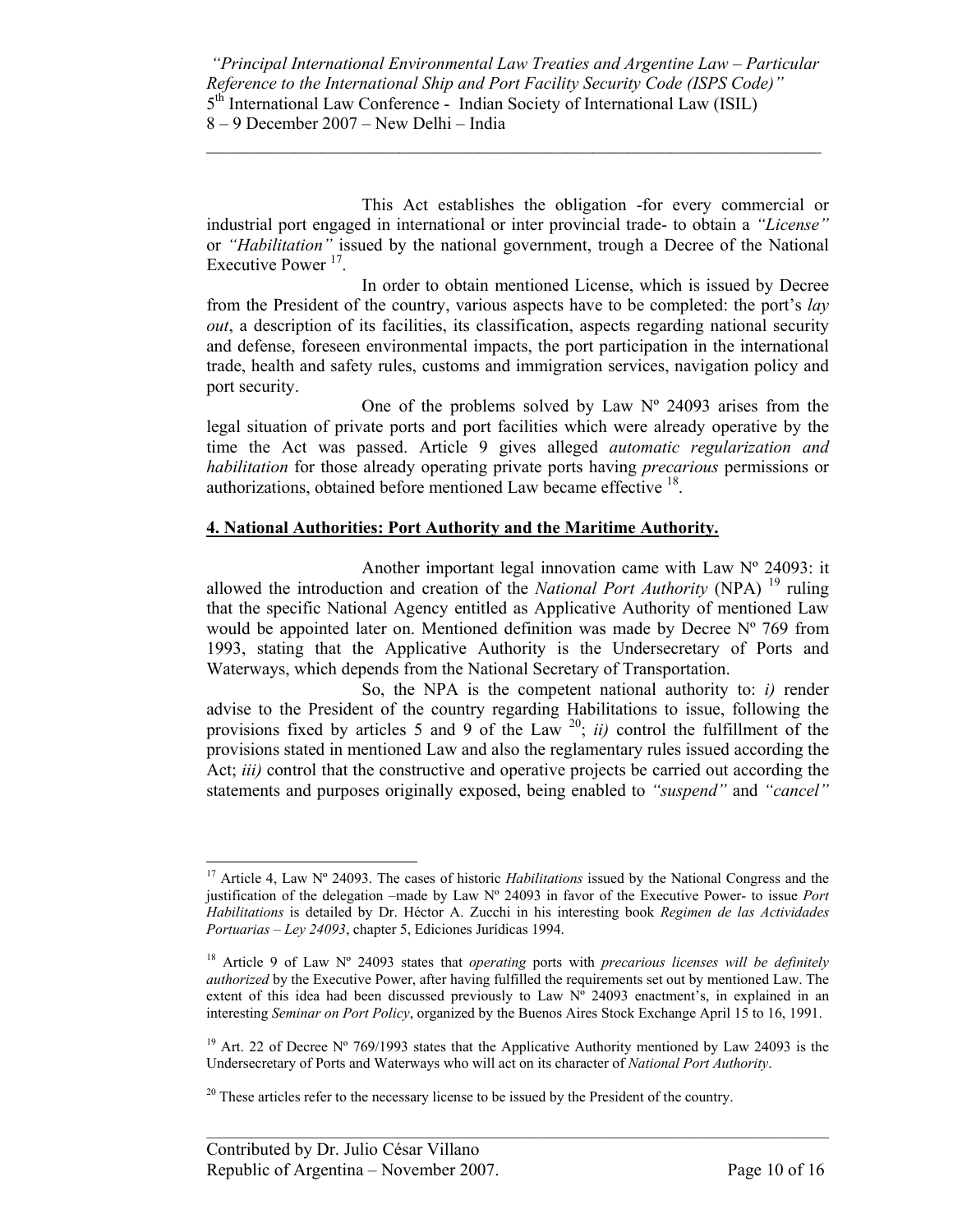This Act establishes the obligation -for every commercial or industrial port engaged in international or inter provincial trade- to obtain a *"License"* or *"Habilitation"* issued by the national government, trough a Decree of the National Executive Power [17].

In order to obtain mentioned License, which is issued by Decree from the President of the country, various aspects have to be completed: the port's *lay out*, a description of its facilities, its classification, aspects regarding national security and defense, foreseen environmental impacts, the port participation in the international trade, health and safety rules, customs and immigration services, navigation policy and port security.

One of the problems solved by Law Nº 24093 arises from the legal situation of private ports and port facilities which were already operative by the time the Act was passed. Article 9 gives alleged *automatic regularization and habilitation* for those already operating private ports having *precarious* permissions or authorizations, obtained before mentioned Law became effective [18].

## 4. National Authorities: Port Authority and the Maritime Authority.

Another important legal innovation came with Law Nº 24093: it allowed the introduction and creation of the *National Port Authority* (NPA) [19] ruling that the specific National Agency entitled as Applicative Authority of mentioned Law would be appointed later on. Mentioned definition was made by Decree Nº 769 from 1993, stating that the Applicative Authority is the Undersecretary of Ports and Waterways, which depends from the National Secretary of Transportation.

So, the NPA is the competent national authority to: *i)* render advise to the President of the country regarding Habilitations to issue, following the provisions fixed by articles 5 and 9 of the Law [20]; *ii)* control the fulfillment of the provisions stated in mentioned Law and also the reglamentary rules issued according the Act; *iii)* control that the constructive and operative projects be carried out according the statements and purposes originally exposed, being enabled to *"suspend"* and *"cancel"*

---

[17] Article 4, Law Nº 24093. The cases of historic *Habilitations* issued by the National Congress and the justification of the delegation –made by Law Nº 24093 in favor of the Executive Power- to issue *Port Habilitations* is detailed by Dr. Héctor A. Zucchi in his interesting book *Regimen de las Actividades Portuarias – Ley 24093*, chapter 5, Ediciones Jurídicas 1994.

[18] Article 9 of Law Nº 24093 states that *operating* ports with *precarious licenses will be definitely authorized* by the Executive Power, after having fulfilled the requirements set out by mentioned Law. The extent of this idea had been discussed previously to Law Nº 24093 enactment's, in explained in an interesting *Seminar on Port Policy*, organized by the Buenos Aires Stock Exchange April 15 to 16, 1991.

[19] Art. 22 of Decree Nº 769/1993 states that the Applicative Authority mentioned by Law 24093 is the Undersecretary of Ports and Waterways who will act on its character of *National Port Authority*.

[20] These articles refer to the necessary license to be issued by the President of the country.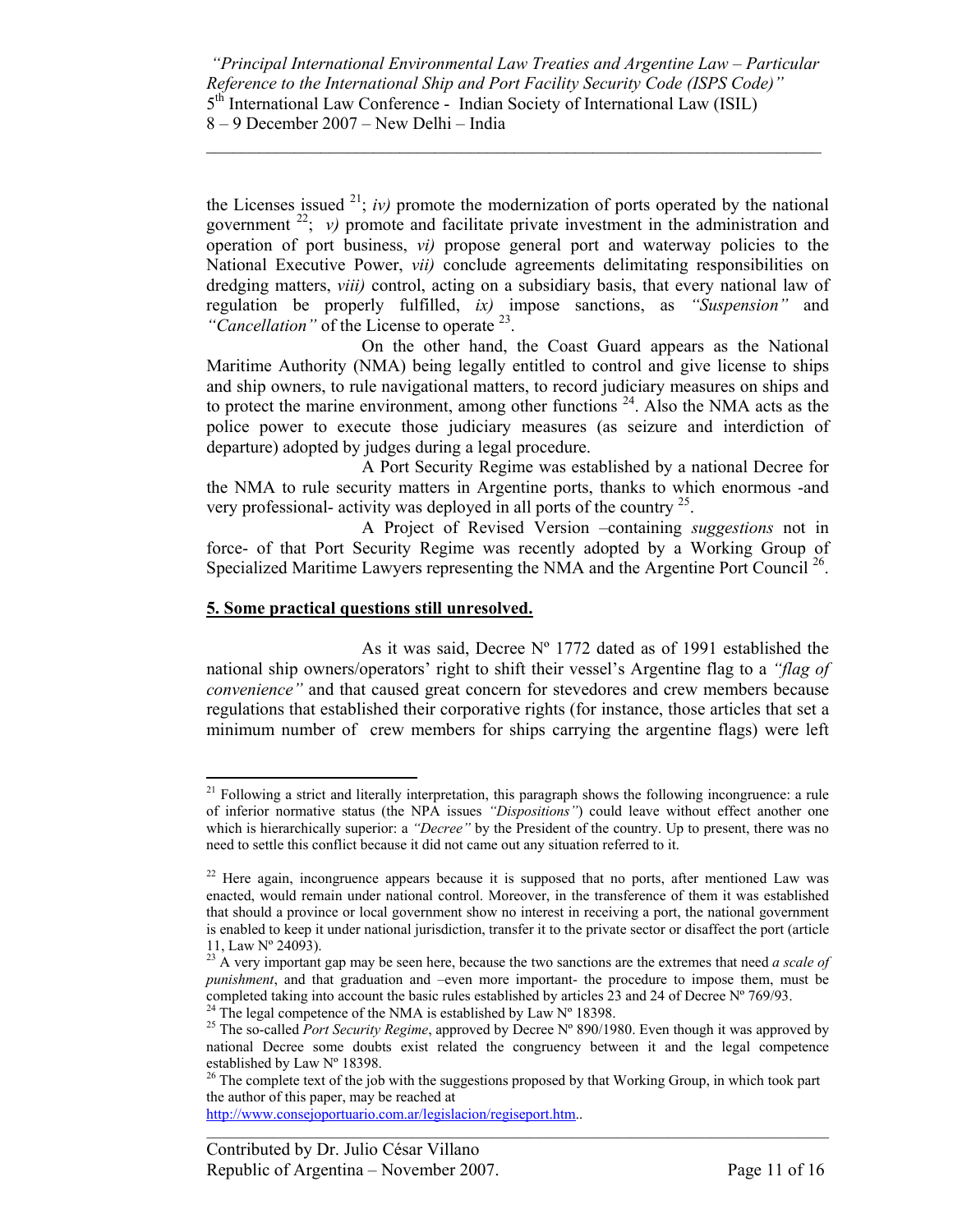the Licenses issued [21]; *iv)* promote the modernization of ports operated by the national government [22]; *v)* promote and facilitate private investment in the administration and operation of port business, *vi)* propose general port and waterway policies to the National Executive Power, *vii)* conclude agreements delimitating responsibilities on dredging matters, *viii)* control, acting on a subsidiary basis, that every national law of regulation be properly fulfilled, *ix)* impose sanctions, as *"Suspension"* and *"Cancellation"* of the License to operate [23].

On the other hand, the Coast Guard appears as the National Maritime Authority (NMA) being legally entitled to control and give license to ships and ship owners, to rule navigational matters, to record judiciary measures on ships and to protect the marine environment, among other functions [24]. Also the NMA acts as the police power to execute those judiciary measures (as seizure and interdiction of departure) adopted by judges during a legal procedure.

A Port Security Regime was established by a national Decree for the NMA to rule security matters in Argentine ports, thanks to which enormous -and very professional- activity was deployed in all ports of the country [25].

A Project of Revised Version –containing *suggestions* not in force- of that Port Security Regime was recently adopted by a Working Group of Specialized Maritime Lawyers representing the NMA and the Argentine Port Council [26].

## 5. Some practical questions still unresolved.

As it was said, Decree Nº 1772 dated as of 1991 established the national ship owners/operators' right to shift their vessel's Argentine flag to a *"flag of convenience"* and that caused great concern for stevedores and crew members because regulations that established their corporative rights (for instance, those articles that set a minimum number of crew members for ships carrying the argentine flags) were left

---

[21] Following a strict and literally interpretation, this paragraph shows the following incongruence: a rule of inferior normative status (the NPA issues *"Dispositions"*) could leave without effect another one which is hierarchically superior: a *"Decree"* by the President of the country. Up to present, there was no need to settle this conflict because it did not came out any situation referred to it.

[22] Here again, incongruence appears because it is supposed that no ports, after mentioned Law was enacted, would remain under national control. Moreover, in the transference of them it was established that should a province or local government show no interest in receiving a port, the national government is enabled to keep it under national jurisdiction, transfer it to the private sector or disaffect the port (article 11, Law Nº 24093).

[23] A very important gap may be seen here, because the two sanctions are the extremes that need *a scale of punishment*, and that graduation and –even more important- the procedure to impose them, must be completed taking into account the basic rules established by articles 23 and 24 of Decree Nº 769/93.

[24] The legal competence of the NMA is established by Law Nº 18398.

[25] The so-called *Port Security Regime*, approved by Decree Nº 890/1980. Even though it was approved by national Decree some doubts exist related the congruency between it and the legal competence established by Law Nº 18398.

[26] The complete text of the job with the suggestions proposed by that Working Group, in which took part the author of this paper, may be reached at http://www.consejoportuario.com.ar/legislacion/regiseport.htm..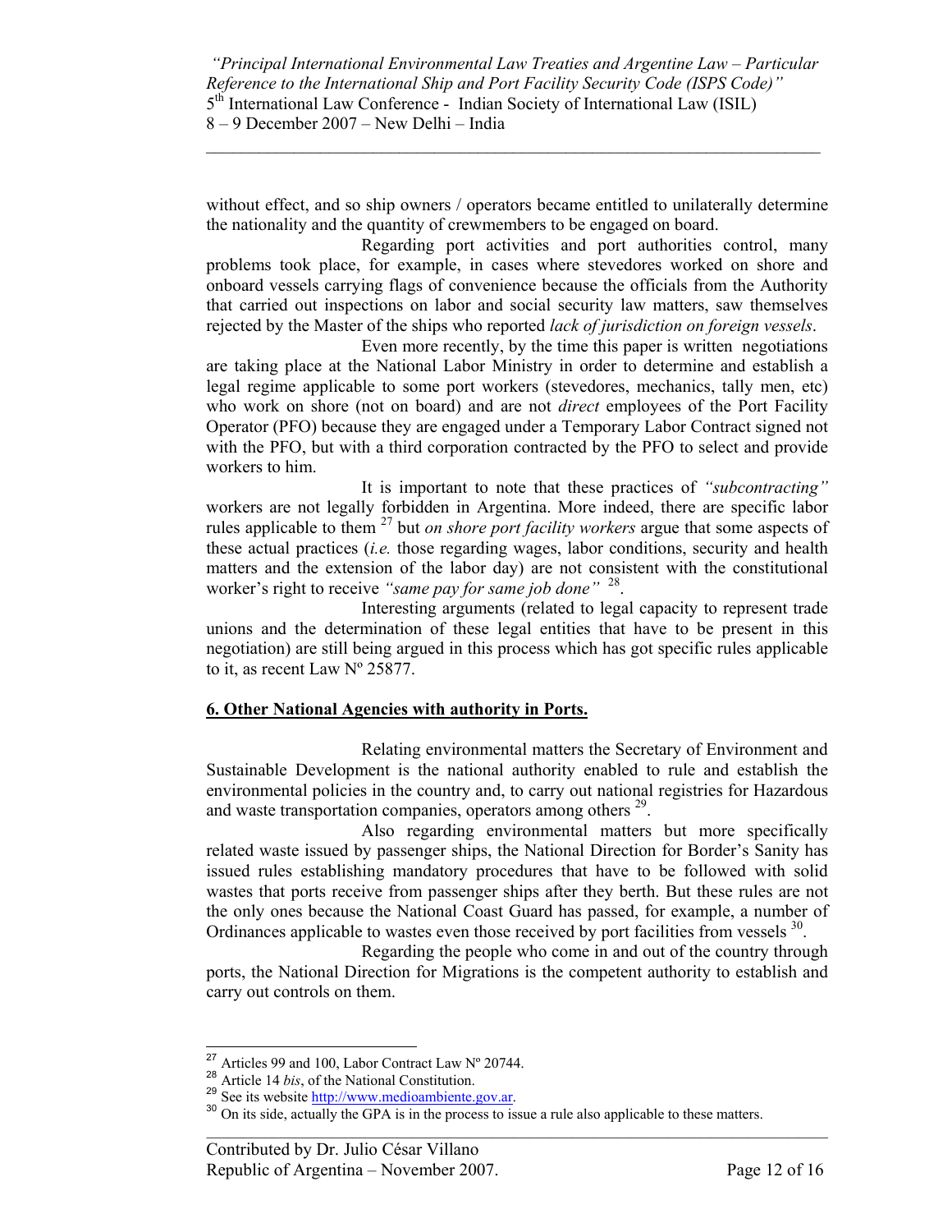without effect, and so ship owners / operators became entitled to unilaterally determine the nationality and the quantity of crewmembers to be engaged on board.

Regarding port activities and port authorities control, many problems took place, for example, in cases where stevedores worked on shore and onboard vessels carrying flags of convenience because the officials from the Authority that carried out inspections on labor and social security law matters, saw themselves rejected by the Master of the ships who reported *lack of jurisdiction on foreign vessels*.

Even more recently, by the time this paper is written negotiations are taking place at the National Labor Ministry in order to determine and establish a legal regime applicable to some port workers (stevedores, mechanics, tally men, etc) who work on shore (not on board) and are not *direct* employees of the Port Facility Operator (PFO) because they are engaged under a Temporary Labor Contract signed not with the PFO, but with a third corporation contracted by the PFO to select and provide workers to him.

It is important to note that these practices of *"subcontracting"* workers are not legally forbidden in Argentina. More indeed, there are specific labor rules applicable to them [27] but *on shore port facility workers* argue that some aspects of these actual practices (*i.e.* those regarding wages, labor conditions, security and health matters and the extension of the labor day) are not consistent with the constitutional worker's right to receive *"same pay for same job done"* [28].

Interesting arguments (related to legal capacity to represent trade unions and the determination of these legal entities that have to be present in this negotiation) are still being argued in this process which has got specific rules applicable to it, as recent Law Nº 25877.

## 6. Other National Agencies with authority in Ports.

Relating environmental matters the Secretary of Environment and Sustainable Development is the national authority enabled to rule and establish the environmental policies in the country and, to carry out national registries for Hazardous and waste transportation companies, operators among others [29].

Also regarding environmental matters but more specifically related waste issued by passenger ships, the National Direction for Border's Sanity has issued rules establishing mandatory procedures that have to be followed with solid wastes that ports receive from passenger ships after they berth. But these rules are not the only ones because the National Coast Guard has passed, for example, a number of Ordinances applicable to wastes even those received by port facilities from vessels [30].

Regarding the people who come in and out of the country through ports, the National Direction for Migrations is the competent authority to establish and carry out controls on them.

---

[27] Articles 99 and 100, Labor Contract Law Nº 20744.

[28] Article 14 *bis*, of the National Constitution.

[29] See its website http://www.medioambiente.gov.ar.

[30] On its side, actually the GPA is in the process to issue a rule also applicable to these matters.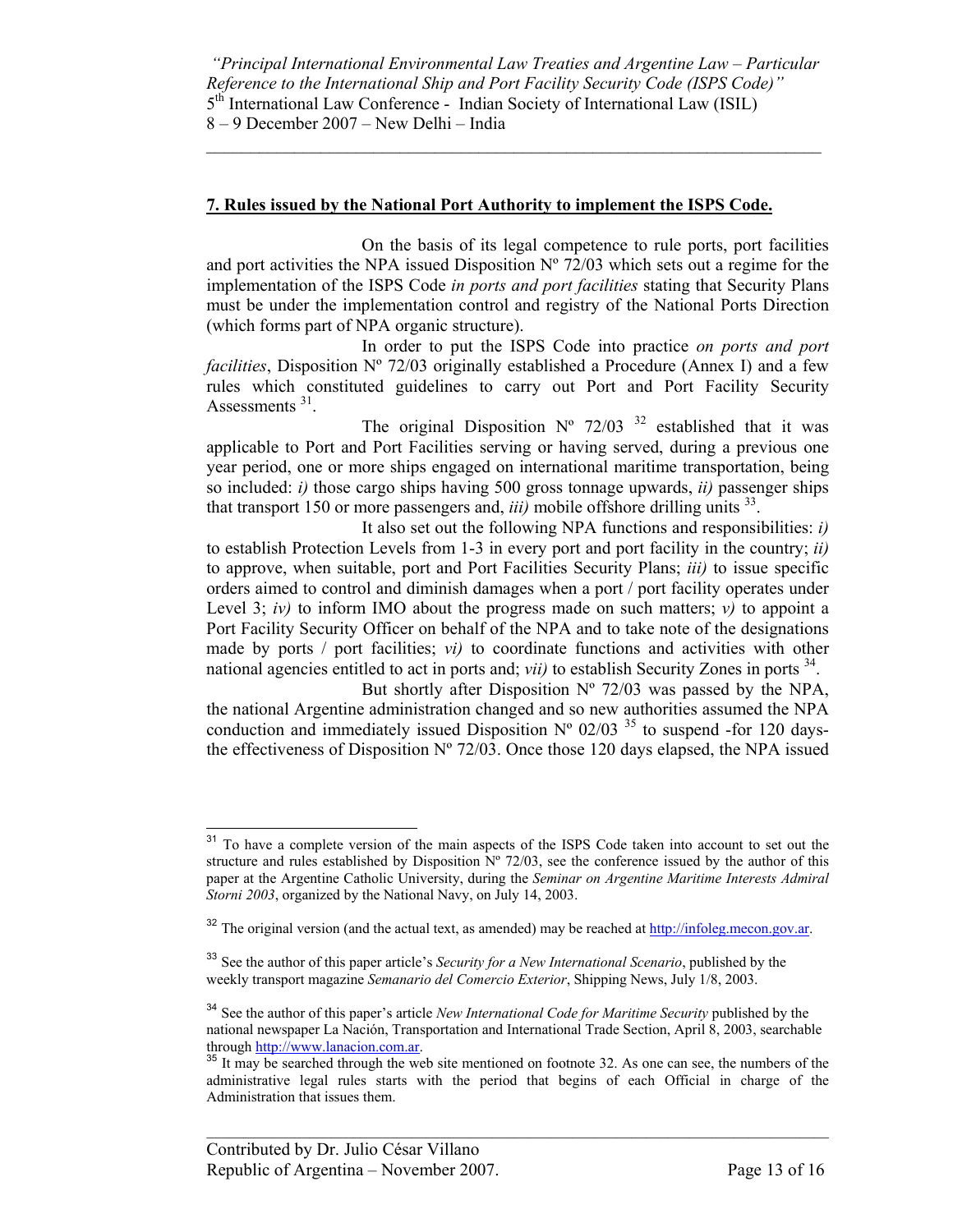## 7. Rules issued by the National Port Authority to implement the ISPS Code.

On the basis of its legal competence to rule ports, port facilities and port activities the NPA issued Disposition Nº 72/03 which sets out a regime for the implementation of the ISPS Code *in ports and port facilities* stating that Security Plans must be under the implementation control and registry of the National Ports Direction (which forms part of NPA organic structure).

In order to put the ISPS Code into practice *on ports and port facilities*, Disposition Nº 72/03 originally established a Procedure (Annex I) and a few rules which constituted guidelines to carry out Port and Port Facility Security Assessments [31].

The original Disposition Nº 72/03 [32] established that it was applicable to Port and Port Facilities serving or having served, during a previous one year period, one or more ships engaged on international maritime transportation, being so included: *i)* those cargo ships having 500 gross tonnage upwards, *ii)* passenger ships that transport 150 or more passengers and, *iii)* mobile offshore drilling units [33].

It also set out the following NPA functions and responsibilities: *i)* to establish Protection Levels from 1-3 in every port and port facility in the country; *ii)* to approve, when suitable, port and Port Facilities Security Plans; *iii)* to issue specific orders aimed to control and diminish damages when a port / port facility operates under Level 3; *iv)* to inform IMO about the progress made on such matters; *v)* to appoint a Port Facility Security Officer on behalf of the NPA and to take note of the designations made by ports / port facilities; *vi)* to coordinate functions and activities with other national agencies entitled to act in ports and; *vii)* to establish Security Zones in ports [34].

But shortly after Disposition Nº 72/03 was passed by the NPA, the national Argentine administration changed and so new authorities assumed the NPA conduction and immediately issued Disposition Nº 02/03 [35] to suspend -for 120 days- the effectiveness of Disposition Nº 72/03. Once those 120 days elapsed, the NPA issued

---

[31] To have a complete version of the main aspects of the ISPS Code taken into account to set out the structure and rules established by Disposition Nº 72/03, see the conference issued by the author of this paper at the Argentine Catholic University, during the *Seminar on Argentine Maritime Interests Admiral Storni 2003*, organized by the National Navy, on July 14, 2003.

[32] The original version (and the actual text, as amended) may be reached at http://infoleg.mecon.gov.ar.

[33] See the author of this paper article's *Security for a New International Scenario*, published by the weekly transport magazine *Semanario del Comercio Exterior*, Shipping News, July 1/8, 2003.

[34] See the author of this paper's article *New International Code for Maritime Security* published by the national newspaper La Nación, Transportation and International Trade Section, April 8, 2003, searchable through http://www.lanacion.com.ar.

[35] It may be searched through the web site mentioned on footnote 32. As one can see, the numbers of the administrative legal rules starts with the period that begins of each Official in charge of the Administration that issues them.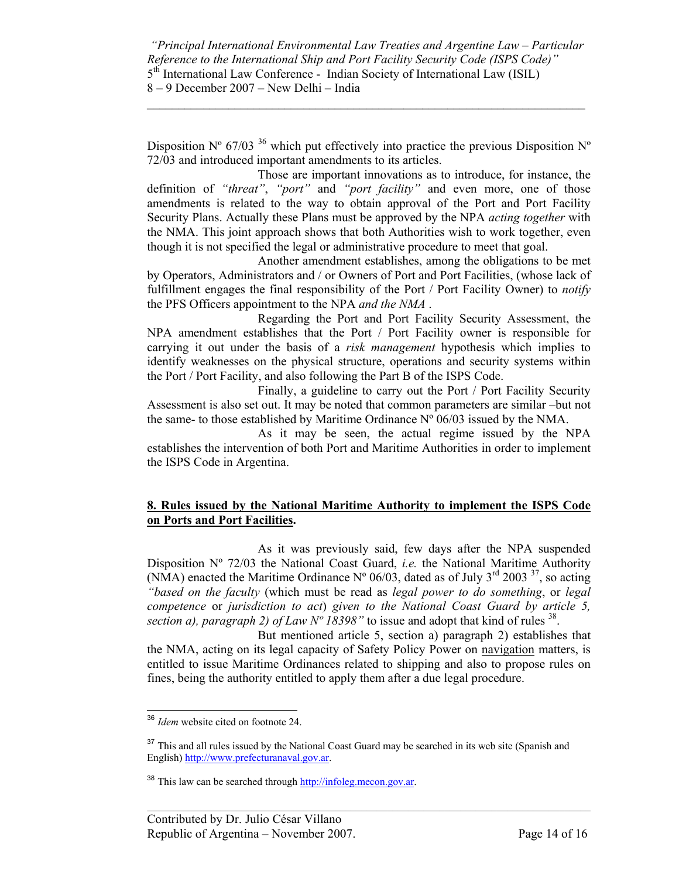Disposition Nº 67/03 [36] which put effectively into practice the previous Disposition Nº 72/03 and introduced important amendments to its articles.

Those are important innovations as to introduce, for instance, the definition of *"threat"*, *"port"* and *"port facility"* and even more, one of those amendments is related to the way to obtain approval of the Port and Port Facility Security Plans. Actually these Plans must be approved by the NPA *acting together* with the NMA. This joint approach shows that both Authorities wish to work together, even though it is not specified the legal or administrative procedure to meet that goal.

Another amendment establishes, among the obligations to be met by Operators, Administrators and / or Owners of Port and Port Facilities, (whose lack of fulfillment engages the final responsibility of the Port / Port Facility Owner) to *notify* the PFS Officers appointment to the NPA *and the NMA* .

Regarding the Port and Port Facility Security Assessment, the NPA amendment establishes that the Port / Port Facility owner is responsible for carrying it out under the basis of a *risk management* hypothesis which implies to identify weaknesses on the physical structure, operations and security systems within the Port / Port Facility, and also following the Part B of the ISPS Code.

Finally, a guideline to carry out the Port / Port Facility Security Assessment is also set out. It may be noted that common parameters are similar –but not the same- to those established by Maritime Ordinance Nº 06/03 issued by the NMA.

As it may be seen, the actual regime issued by the NPA establishes the intervention of both Port and Maritime Authorities in order to implement the ISPS Code in Argentina.

## 8. Rules issued by the National Maritime Authority to implement the ISPS Code on Ports and Port Facilities.

As it was previously said, few days after the NPA suspended Disposition Nº 72/03 the National Coast Guard, *i.e.* the National Maritime Authority (NMA) enacted the Maritime Ordinance Nº 06/03, dated as of July 3rd 2003 [37], so acting *"based on the faculty* (which must be read as *legal power to do something*, or *legal competence* or *jurisdiction to act*) *given to the National Coast Guard by article 5, section a), paragraph 2) of Law Nº 18398"* to issue and adopt that kind of rules [38].

But mentioned article 5, section a) paragraph 2) establishes that the NMA, acting on its legal capacity of Safety Policy Power on navigation matters, is entitled to issue Maritime Ordinances related to shipping and also to propose rules on fines, being the authority entitled to apply them after a due legal procedure.

---

[36] *Idem* website cited on footnote 24.

[37] This and all rules issued by the National Coast Guard may be searched in its web site (Spanish and English) http://www.prefecturanaval.gov.ar.

[38] This law can be searched through http://infoleg.mecon.gov.ar.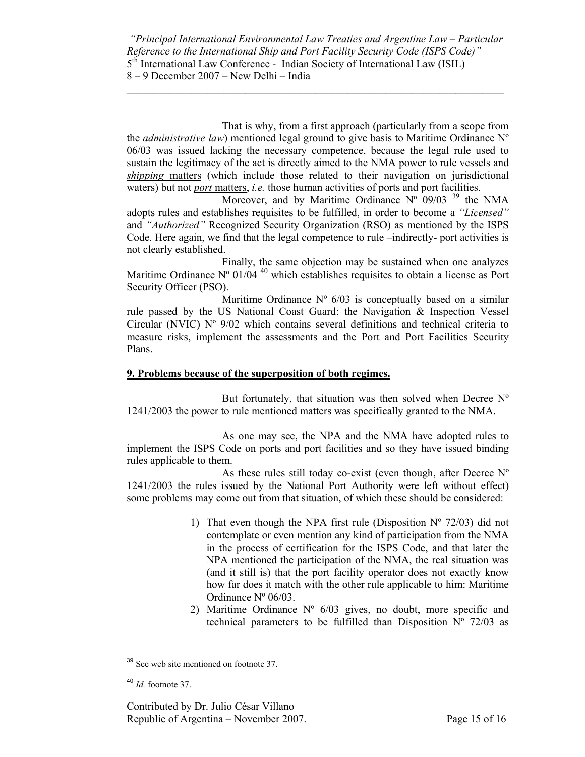That is why, from a first approach (particularly from a scope from the *administrative law*) mentioned legal ground to give basis to Maritime Ordinance Nº 06/03 was issued lacking the necessary competence, because the legal rule used to sustain the legitimacy of the act is directly aimed to the NMA power to rule vessels and ***shipping* matters** (which include those related to their navigation on jurisdictional waters) but not ***port* matters**, *i.e.* those human activities of ports and port facilities.

Moreover, and by Maritime Ordinance Nº 09/03 [39] the NMA adopts rules and establishes requisites to be fulfilled, in order to become a *"Licensed"* and *"Authorized"* Recognized Security Organization (RSO) as mentioned by the ISPS Code. Here again, we find that the legal competence to rule –indirectly- port activities is not clearly established.

Finally, the same objection may be sustained when one analyzes Maritime Ordinance Nº 01/04 [40] which establishes requisites to obtain a license as Port Security Officer (PSO).

Maritime Ordinance Nº 6/03 is conceptually based on a similar rule passed by the US National Coast Guard: the Navigation & Inspection Vessel Circular (NVIC) Nº 9/02 which contains several definitions and technical criteria to measure risks, implement the assessments and the Port and Port Facilities Security Plans.

## 9. Problems because of the superposition of both regimes.

But fortunately, that situation was then solved when Decree Nº 1241/2003 the power to rule mentioned matters was specifically granted to the NMA.

As one may see, the NPA and the NMA have adopted rules to implement the ISPS Code on ports and port facilities and so they have issued binding rules applicable to them.

As these rules still today co-exist (even though, after Decree Nº 1241/2003 the rules issued by the National Port Authority were left without effect) some problems may come out from that situation, of which these should be considered:

1) That even though the NPA first rule (Disposition Nº 72/03) did not contemplate or even mention any kind of participation from the NMA in the process of certification for the ISPS Code, and that later the NPA mentioned the participation of the NMA, the real situation was (and it still is) that the port facility operator does not exactly know how far does it match with the other rule applicable to him: Maritime Ordinance Nº 06/03.
2) Maritime Ordinance Nº 6/03 gives, no doubt, more specific and technical parameters to be fulfilled than Disposition Nº 72/03 as

---

[39] See web site mentioned on footnote 37.

[40] *Id.* footnote 37.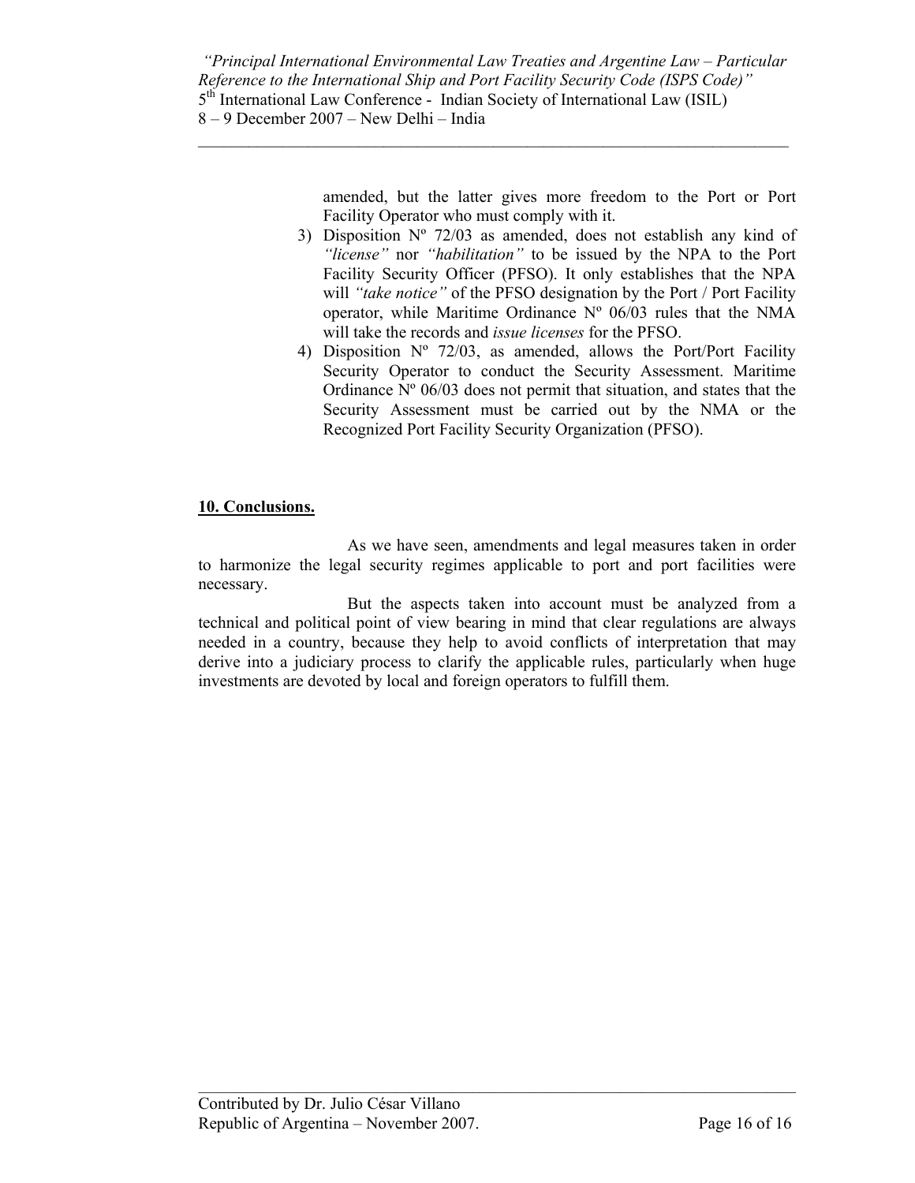amended, but the latter gives more freedom to the Port or Port Facility Operator who must comply with it.

3) Disposition Nº 72/03 as amended, does not establish any kind of *"license"* nor *"habilitation"* to be issued by the NPA to the Port Facility Security Officer (PFSO). It only establishes that the NPA will *"take notice"* of the PFSO designation by the Port / Port Facility operator, while Maritime Ordinance Nº 06/03 rules that the NMA will take the records and *issue licenses* for the PFSO.
4) Disposition Nº 72/03, as amended, allows the Port/Port Facility Security Operator to conduct the Security Assessment. Maritime Ordinance Nº 06/03 does not permit that situation, and states that the Security Assessment must be carried out by the NMA or the Recognized Port Facility Security Organization (PFSO).

## 10. Conclusions.

As we have seen, amendments and legal measures taken in order to harmonize the legal security regimes applicable to port and port facilities were necessary.

But the aspects taken into account must be analyzed from a technical and political point of view bearing in mind that clear regulations are always needed in a country, because they help to avoid conflicts of interpretation that may derive into a judiciary process to clarify the applicable rules, particularly when huge investments are devoted by local and foreign operators to fulfill them.